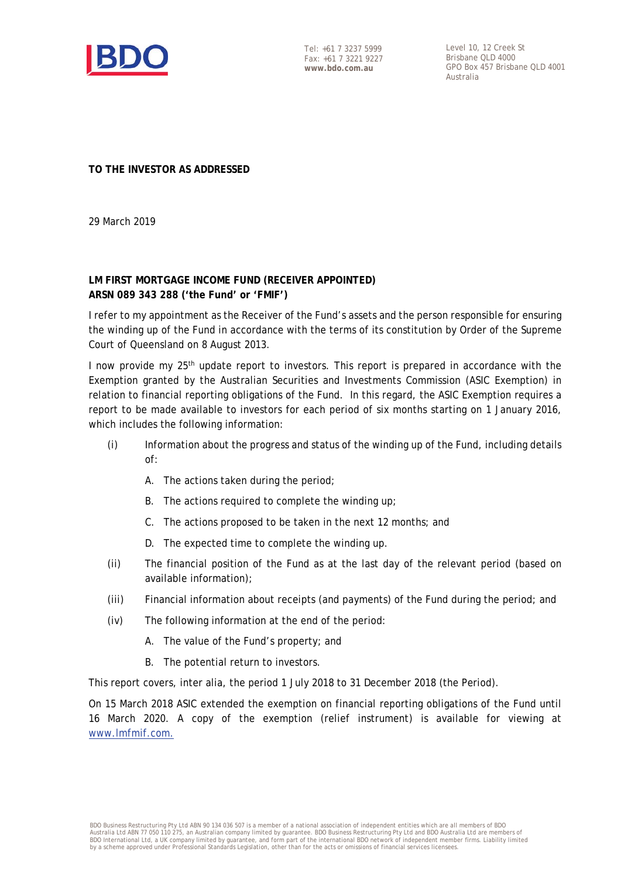Tel: +61 7 3237 5999
Fax: +61 7 3221 9227
**www.bdo.com.au**

Level 10, 12 Creek St
Brisbane QLD 4000
GPO Box 457 Brisbane QLD 4001
Australia

**TO THE INVESTOR AS ADDRESSED**

29 March 2019

**LM FIRST MORTGAGE INCOME FUND (RECEIVER APPOINTED)**
**ARSN 089 343 288 ('the Fund' or 'FMIF')**

I refer to my appointment as the Receiver of the Fund's assets and the person responsible for ensuring the winding up of the Fund in accordance with the terms of its constitution by Order of the Supreme Court of Queensland on 8 August 2013.

I now provide my 25th update report to investors. This report is prepared in accordance with the Exemption granted by the Australian Securities and Investments Commission (ASIC Exemption) in relation to financial reporting obligations of the Fund. In this regard, the ASIC Exemption requires a report to be made available to investors for each period of six months starting on 1 January 2016, which includes the following information:

(i) Information about the progress and status of the winding up of the Fund, including details of:

   A. The actions taken during the period;

   B. The actions required to complete the winding up;

   C. The actions proposed to be taken in the next 12 months; and

   D. The expected time to complete the winding up.

(ii) The financial position of the Fund as at the last day of the relevant period (based on available information);

(iii) Financial information about receipts (and payments) of the Fund during the period; and

(iv) The following information at the end of the period:

   A. The value of the Fund's property; and

   B. The potential return to investors.

This report covers, inter alia, the period 1 July 2018 to 31 December 2018 (the Period).

On 15 March 2018 ASIC extended the exemption on financial reporting obligations of the Fund until 16 March 2020. A copy of the exemption (relief instrument) is available for viewing at www.lmfmif.com.

BDO Business Restructuring Pty Ltd ABN 90 134 036 507 is a member of a national association of independent entities which are all members of BDO Australia Ltd ABN 77 050 110 275, an Australian company limited by guarantee. BDO Business Restructuring Pty Ltd and BDO Australia Ltd are members of BDO International Ltd, a UK company limited by guarantee, and form part of the international BDO network of independent member firms. Liability limited by a scheme approved under Professional Standards Legislation, other than for the acts or omissions of financial services licensees.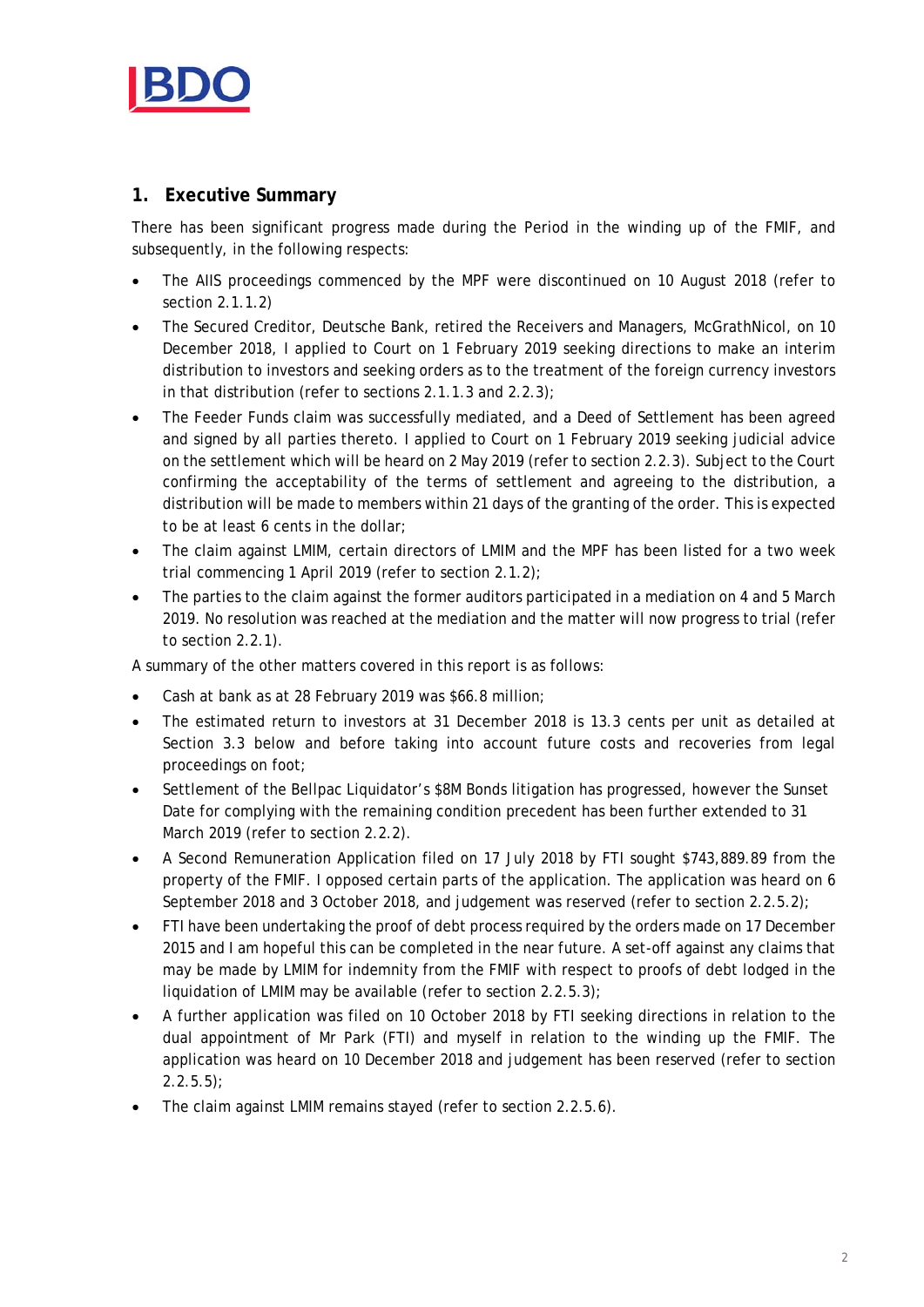## 1. Executive Summary

There has been significant progress made during the Period in the winding up of the FMIF, and subsequently, in the following respects:

- The AIIS proceedings commenced by the MPF were discontinued on 10 August 2018 (refer to section 2.1.1.2)
- The Secured Creditor, Deutsche Bank, retired the Receivers and Managers, McGrathNicol, on 10 December 2018, I applied to Court on 1 February 2019 seeking directions to make an interim distribution to investors and seeking orders as to the treatment of the foreign currency investors in that distribution (refer to sections 2.1.1.3 and 2.2.3);
- The Feeder Funds claim was successfully mediated, and a Deed of Settlement has been agreed and signed by all parties thereto. I applied to Court on 1 February 2019 seeking judicial advice on the settlement which will be heard on 2 May 2019 (refer to section 2.2.3). Subject to the Court confirming the acceptability of the terms of settlement and agreeing to the distribution, a distribution will be made to members within 21 days of the granting of the order. This is expected to be at least 6 cents in the dollar;
- The claim against LMIM, certain directors of LMIM and the MPF has been listed for a two week trial commencing 1 April 2019 (refer to section 2.1.2);
- The parties to the claim against the former auditors participated in a mediation on 4 and 5 March 2019. No resolution was reached at the mediation and the matter will now progress to trial (refer to section 2.2.1).

A summary of the other matters covered in this report is as follows:

- Cash at bank as at 28 February 2019 was $66.8 million;
- The estimated return to investors at 31 December 2018 is 13.3 cents per unit as detailed at Section 3.3 below and before taking into account future costs and recoveries from legal proceedings on foot;
- Settlement of the Bellpac Liquidator's $8M Bonds litigation has progressed, however the Sunset Date for complying with the remaining condition precedent has been further extended to 31 March 2019 (refer to section 2.2.2).
- A Second Remuneration Application filed on 17 July 2018 by FTI sought $743,889.89 from the property of the FMIF. I opposed certain parts of the application. The application was heard on 6 September 2018 and 3 October 2018, and judgement was reserved (refer to section 2.2.5.2);
- FTI have been undertaking the proof of debt process required by the orders made on 17 December 2015 and I am hopeful this can be completed in the near future. A set-off against any claims that may be made by LMIM for indemnity from the FMIF with respect to proofs of debt lodged in the liquidation of LMIM may be available (refer to section 2.2.5.3);
- A further application was filed on 10 October 2018 by FTI seeking directions in relation to the dual appointment of Mr Park (FTI) and myself in relation to the winding up the FMIF. The application was heard on 10 December 2018 and judgement has been reserved (refer to section 2.2.5.5);
- The claim against LMIM remains stayed (refer to section 2.2.5.6).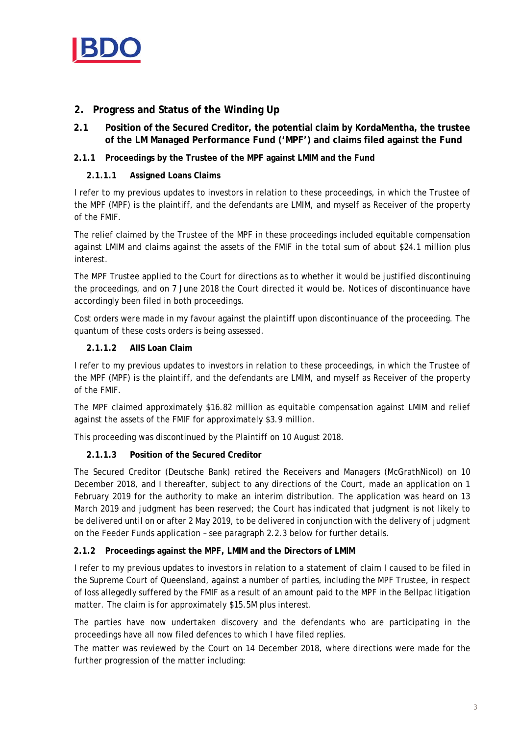## 2. Progress and Status of the Winding Up

### 2.1 Position of the Secured Creditor, the potential claim by KordaMentha, the trustee of the LM Managed Performance Fund ('MPF') and claims filed against the Fund

#### 2.1.1 Proceedings by the Trustee of the MPF against LMIM and the Fund

##### 2.1.1.1 Assigned Loans Claims

I refer to my previous updates to investors in relation to these proceedings, in which the Trustee of the MPF (MPF) is the plaintiff, and the defendants are LMIM, and myself as Receiver of the property of the FMIF.

The relief claimed by the Trustee of the MPF in these proceedings included equitable compensation against LMIM and claims against the assets of the FMIF in the total sum of about $24.1 million plus interest.

The MPF Trustee applied to the Court for directions as to whether it would be justified discontinuing the proceedings, and on 7 June 2018 the Court directed it would be. Notices of discontinuance have accordingly been filed in both proceedings.

Cost orders were made in my favour against the plaintiff upon discontinuance of the proceeding. The quantum of these costs orders is being assessed.

##### 2.1.1.2 AIIS Loan Claim

I refer to my previous updates to investors in relation to these proceedings, in which the Trustee of the MPF (MPF) is the plaintiff, and the defendants are LMIM, and myself as Receiver of the property of the FMIF.

The MPF claimed approximately $16.82 million as equitable compensation against LMIM and relief against the assets of the FMIF for approximately $3.9 million.

This proceeding was discontinued by the Plaintiff on 10 August 2018.

##### 2.1.1.3 Position of the Secured Creditor

The Secured Creditor (Deutsche Bank) retired the Receivers and Managers (McGrathNicol) on 10 December 2018, and I thereafter, subject to any directions of the Court, made an application on 1 February 2019 for the authority to make an interim distribution. The application was heard on 13 March 2019 and judgment has been reserved; the Court has indicated that judgment is not likely to be delivered until on or after 2 May 2019, to be delivered in conjunction with the delivery of judgment on the Feeder Funds application – see paragraph 2.2.3 below for further details.

#### 2.1.2 Proceedings against the MPF, LMIM and the Directors of LMIM

I refer to my previous updates to investors in relation to a statement of claim I caused to be filed in the Supreme Court of Queensland, against a number of parties, including the MPF Trustee, in respect of loss allegedly suffered by the FMIF as a result of an amount paid to the MPF in the Bellpac litigation matter. The claim is for approximately $15.5M plus interest.

The parties have now undertaken discovery and the defendants who are participating in the proceedings have all now filed defences to which I have filed replies.

The matter was reviewed by the Court on 14 December 2018, where directions were made for the further progression of the matter including: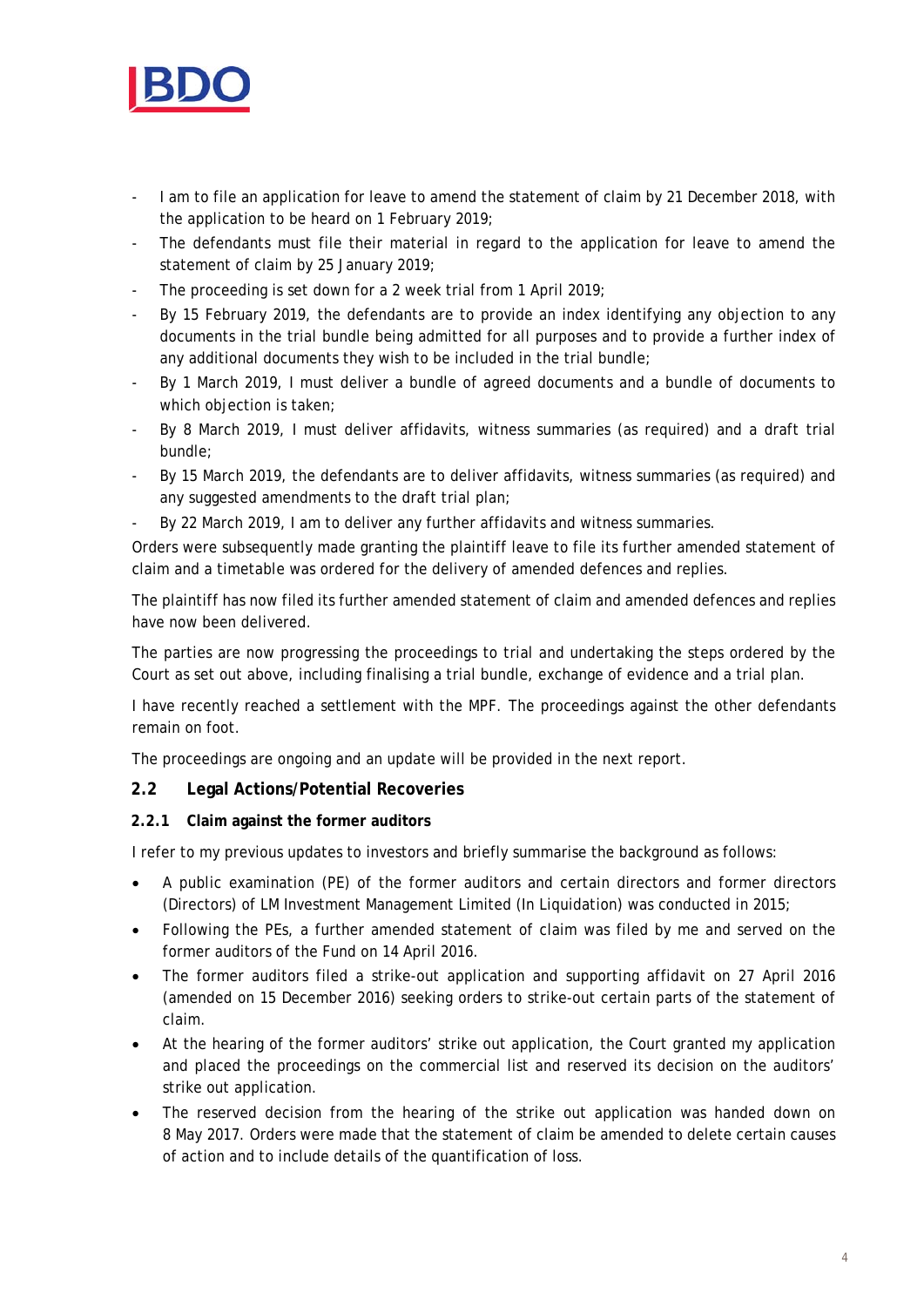- I am to file an application for leave to amend the statement of claim by 21 December 2018, with the application to be heard on 1 February 2019;
- The defendants must file their material in regard to the application for leave to amend the statement of claim by 25 January 2019;
- The proceeding is set down for a 2 week trial from 1 April 2019;
- By 15 February 2019, the defendants are to provide an index identifying any objection to any documents in the trial bundle being admitted for all purposes and to provide a further index of any additional documents they wish to be included in the trial bundle;
- By 1 March 2019, I must deliver a bundle of agreed documents and a bundle of documents to which objection is taken;
- By 8 March 2019, I must deliver affidavits, witness summaries (as required) and a draft trial bundle;
- By 15 March 2019, the defendants are to deliver affidavits, witness summaries (as required) and any suggested amendments to the draft trial plan;
- By 22 March 2019, I am to deliver any further affidavits and witness summaries.

Orders were subsequently made granting the plaintiff leave to file its further amended statement of claim and a timetable was ordered for the delivery of amended defences and replies.

The plaintiff has now filed its further amended statement of claim and amended defences and replies have now been delivered.

The parties are now progressing the proceedings to trial and undertaking the steps ordered by the Court as set out above, including finalising a trial bundle, exchange of evidence and a trial plan.

I have recently reached a settlement with the MPF. The proceedings against the other defendants remain on foot.

The proceedings are ongoing and an update will be provided in the next report.

## 2.2 Legal Actions/Potential Recoveries

### 2.2.1 Claim against the former auditors

I refer to my previous updates to investors and briefly summarise the background as follows:

- A public examination (PE) of the former auditors and certain directors and former directors (Directors) of LM Investment Management Limited (In Liquidation) was conducted in 2015;
- Following the PEs, a further amended statement of claim was filed by me and served on the former auditors of the Fund on 14 April 2016.
- The former auditors filed a strike-out application and supporting affidavit on 27 April 2016 (amended on 15 December 2016) seeking orders to strike-out certain parts of the statement of claim.
- At the hearing of the former auditors' strike out application, the Court granted my application and placed the proceedings on the commercial list and reserved its decision on the auditors' strike out application.
- The reserved decision from the hearing of the strike out application was handed down on 8 May 2017. Orders were made that the statement of claim be amended to delete certain causes of action and to include details of the quantification of loss.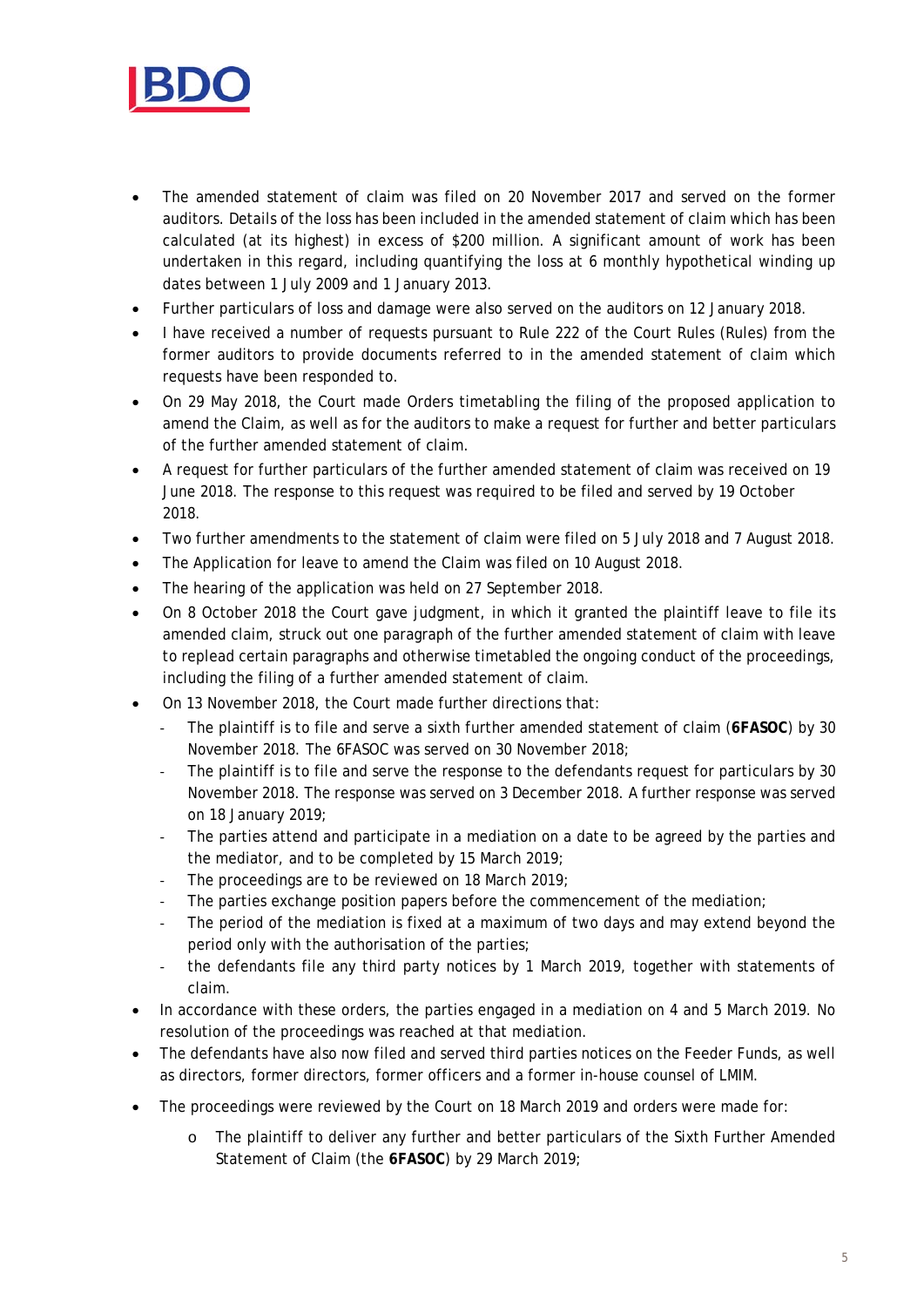- The amended statement of claim was filed on 20 November 2017 and served on the former auditors. Details of the loss has been included in the amended statement of claim which has been calculated (at its highest) in excess of $200 million. A significant amount of work has been undertaken in this regard, including quantifying the loss at 6 monthly hypothetical winding up dates between 1 July 2009 and 1 January 2013.
- Further particulars of loss and damage were also served on the auditors on 12 January 2018.
- I have received a number of requests pursuant to Rule 222 of the Court Rules (Rules) from the former auditors to provide documents referred to in the amended statement of claim which requests have been responded to.
- On 29 May 2018, the Court made Orders timetabling the filing of the proposed application to amend the Claim, as well as for the auditors to make a request for further and better particulars of the further amended statement of claim.
- A request for further particulars of the further amended statement of claim was received on 19 June 2018. The response to this request was required to be filed and served by 19 October 2018.
- Two further amendments to the statement of claim were filed on 5 July 2018 and 7 August 2018.
- The Application for leave to amend the Claim was filed on 10 August 2018.
- The hearing of the application was held on 27 September 2018.
- On 8 October 2018 the Court gave judgment, in which it granted the plaintiff leave to file its amended claim, struck out one paragraph of the further amended statement of claim with leave to replead certain paragraphs and otherwise timetabled the ongoing conduct of the proceedings, including the filing of a further amended statement of claim.
- On 13 November 2018, the Court made further directions that:
  - The plaintiff is to file and serve a sixth further amended statement of claim (**6FASOC**) by 30 November 2018. The 6FASOC was served on 30 November 2018;
  - The plaintiff is to file and serve the response to the defendants request for particulars by 30 November 2018. The response was served on 3 December 2018. A further response was served on 18 January 2019;
  - The parties attend and participate in a mediation on a date to be agreed by the parties and the mediator, and to be completed by 15 March 2019;
  - The proceedings are to be reviewed on 18 March 2019;
  - The parties exchange position papers before the commencement of the mediation;
  - The period of the mediation is fixed at a maximum of two days and may extend beyond the period only with the authorisation of the parties;
  - the defendants file any third party notices by 1 March 2019, together with statements of claim.
- In accordance with these orders, the parties engaged in a mediation on 4 and 5 March 2019. No resolution of the proceedings was reached at that mediation.
- The defendants have also now filed and served third parties notices on the Feeder Funds, as well as directors, former directors, former officers and a former in-house counsel of LMIM.
- The proceedings were reviewed by the Court on 18 March 2019 and orders were made for:
  - The plaintiff to deliver any further and better particulars of the Sixth Further Amended Statement of Claim (the **6FASOC**) by 29 March 2019;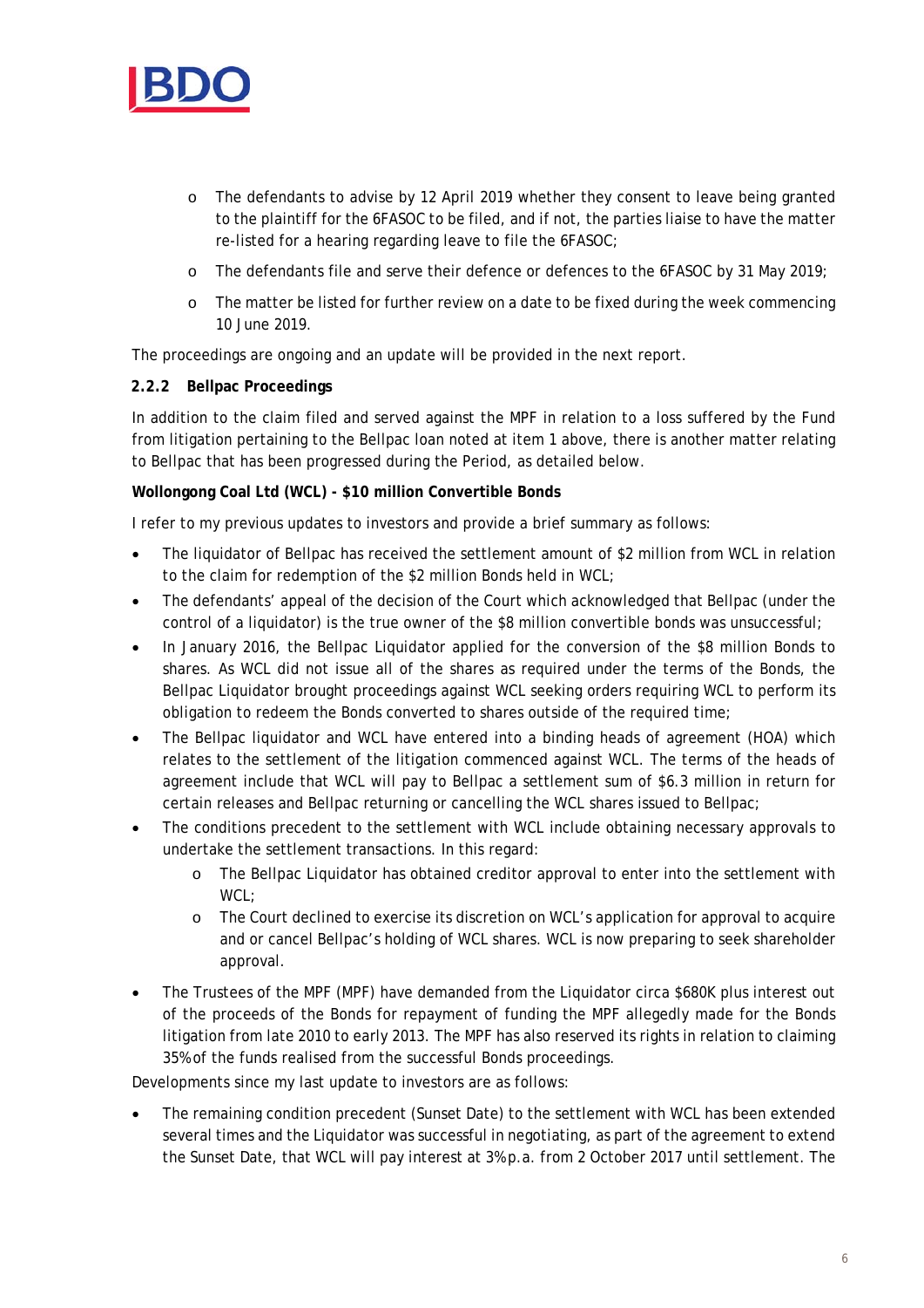- The defendants to advise by 12 April 2019 whether they consent to leave being granted to the plaintiff for the 6FASOC to be filed, and if not, the parties liaise to have the matter re-listed for a hearing regarding leave to file the 6FASOC;
- The defendants file and serve their defence or defences to the 6FASOC by 31 May 2019;
- The matter be listed for further review on a date to be fixed during the week commencing 10 June 2019.

The proceedings are ongoing and an update will be provided in the next report.

### 2.2.2 Bellpac Proceedings

In addition to the claim filed and served against the MPF in relation to a loss suffered by the Fund from litigation pertaining to the Bellpac loan noted at item 1 above, there is another matter relating to Bellpac that has been progressed during the Period, as detailed below.

**Wollongong Coal Ltd (WCL) - $10 million Convertible Bonds**

I refer to my previous updates to investors and provide a brief summary as follows:

- The liquidator of Bellpac has received the settlement amount of $2 million from WCL in relation to the claim for redemption of the $2 million Bonds held in WCL;
- The defendants' appeal of the decision of the Court which acknowledged that Bellpac (under the control of a liquidator) is the true owner of the $8 million convertible bonds was unsuccessful;
- In January 2016, the Bellpac Liquidator applied for the conversion of the $8 million Bonds to shares. As WCL did not issue all of the shares as required under the terms of the Bonds, the Bellpac Liquidator brought proceedings against WCL seeking orders requiring WCL to perform its obligation to redeem the Bonds converted to shares outside of the required time;
- The Bellpac liquidator and WCL have entered into a binding heads of agreement (HOA) which relates to the settlement of the litigation commenced against WCL. The terms of the heads of agreement include that WCL will pay to Bellpac a settlement sum of $6.3 million in return for certain releases and Bellpac returning or cancelling the WCL shares issued to Bellpac;
- The conditions precedent to the settlement with WCL include obtaining necessary approvals to undertake the settlement transactions. In this regard:
  - The Bellpac Liquidator has obtained creditor approval to enter into the settlement with WCL;
  - The Court declined to exercise its discretion on WCL's application for approval to acquire and or cancel Bellpac's holding of WCL shares. WCL is now preparing to seek shareholder approval.
- The Trustees of the MPF (MPF) have demanded from the Liquidator circa $680K plus interest out of the proceeds of the Bonds for repayment of funding the MPF allegedly made for the Bonds litigation from late 2010 to early 2013. The MPF has also reserved its rights in relation to claiming 35% of the funds realised from the successful Bonds proceedings.

Developments since my last update to investors are as follows:

- The remaining condition precedent (Sunset Date) to the settlement with WCL has been extended several times and the Liquidator was successful in negotiating, as part of the agreement to extend the Sunset Date, that WCL will pay interest at 3% p.a. from 2 October 2017 until settlement. The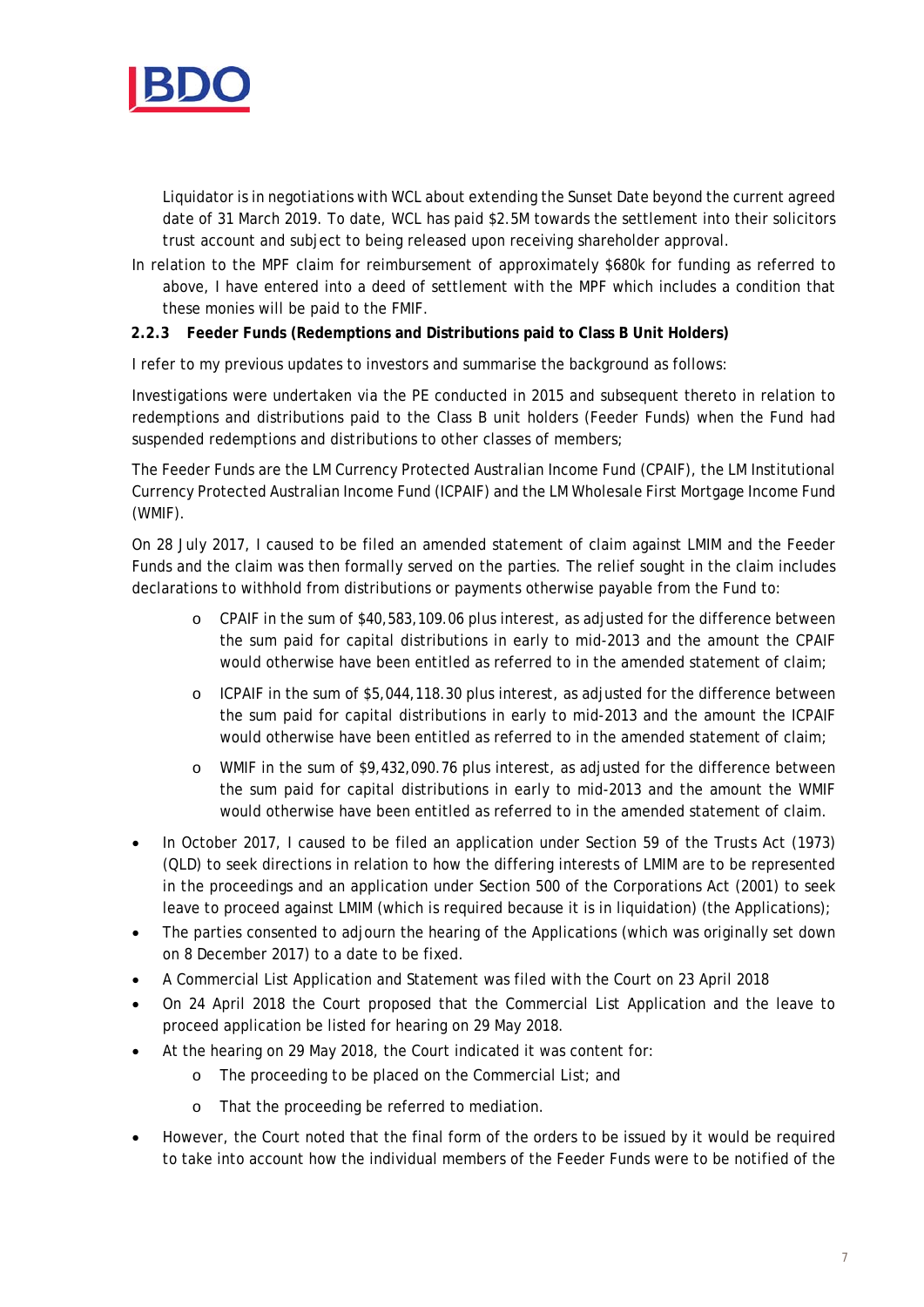Liquidator is in negotiations with WCL about extending the Sunset Date beyond the current agreed date of 31 March 2019. To date, WCL has paid $2.5M towards the settlement into their solicitors trust account and subject to being released upon receiving shareholder approval.

In relation to the MPF claim for reimbursement of approximately $680k for funding as referred to above, I have entered into a deed of settlement with the MPF which includes a condition that these monies will be paid to the FMIF.

### 2.2.3 Feeder Funds (Redemptions and Distributions paid to Class B Unit Holders)

I refer to my previous updates to investors and summarise the background as follows:

Investigations were undertaken via the PE conducted in 2015 and subsequent thereto in relation to redemptions and distributions paid to the Class B unit holders (Feeder Funds) when the Fund had suspended redemptions and distributions to other classes of members;

The Feeder Funds are the LM Currency Protected Australian Income Fund (CPAIF), the LM Institutional Currency Protected Australian Income Fund (ICPAIF) and the LM Wholesale First Mortgage Income Fund (WMIF).

On 28 July 2017, I caused to be filed an amended statement of claim against LMIM and the Feeder Funds and the claim was then formally served on the parties. The relief sought in the claim includes declarations to withhold from distributions or payments otherwise payable from the Fund to:

- CPAIF in the sum of $40,583,109.06 plus interest, as adjusted for the difference between the sum paid for capital distributions in early to mid-2013 and the amount the CPAIF would otherwise have been entitled as referred to in the amended statement of claim;
- ICPAIF in the sum of $5,044,118.30 plus interest, as adjusted for the difference between the sum paid for capital distributions in early to mid-2013 and the amount the ICPAIF would otherwise have been entitled as referred to in the amended statement of claim;
- WMIF in the sum of $9,432,090.76 plus interest, as adjusted for the difference between the sum paid for capital distributions in early to mid-2013 and the amount the WMIF would otherwise have been entitled as referred to in the amended statement of claim.

- In October 2017, I caused to be filed an application under Section 59 of the Trusts Act (1973) (QLD) to seek directions in relation to how the differing interests of LMIM are to be represented in the proceedings and an application under Section 500 of the Corporations Act (2001) to seek leave to proceed against LMIM (which is required because it is in liquidation) (the Applications);
- The parties consented to adjourn the hearing of the Applications (which was originally set down on 8 December 2017) to a date to be fixed.
- A Commercial List Application and Statement was filed with the Court on 23 April 2018
- On 24 April 2018 the Court proposed that the Commercial List Application and the leave to proceed application be listed for hearing on 29 May 2018.
- At the hearing on 29 May 2018, the Court indicated it was content for:
  - The proceeding to be placed on the Commercial List; and
  - That the proceeding be referred to mediation.
- However, the Court noted that the final form of the orders to be issued by it would be required to take into account how the individual members of the Feeder Funds were to be notified of the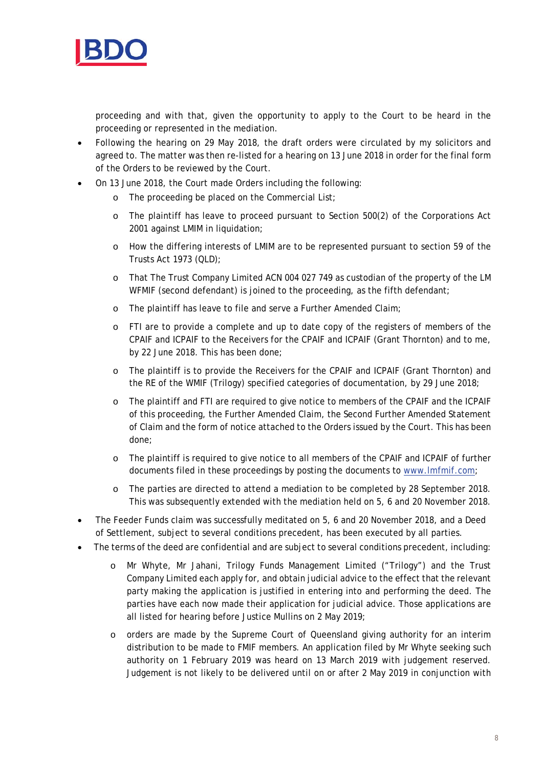proceeding and with that, given the opportunity to apply to the Court to be heard in the proceeding or represented in the mediation.

- Following the hearing on 29 May 2018, the draft orders were circulated by my solicitors and agreed to. The matter was then re-listed for a hearing on 13 June 2018 in order for the final form of the Orders to be reviewed by the Court.
- On 13 June 2018, the Court made Orders including the following:
  - The proceeding be placed on the Commercial List;
  - The plaintiff has leave to proceed pursuant to Section 500(2) of the Corporations Act 2001 against LMIM in liquidation;
  - How the differing interests of LMIM are to be represented pursuant to section 59 of the Trusts Act 1973 (QLD);
  - That The Trust Company Limited ACN 004 027 749 as custodian of the property of the LM WFMIF (second defendant) is joined to the proceeding, as the fifth defendant;
  - The plaintiff has leave to file and serve a Further Amended Claim;
  - FTI are to provide a complete and up to date copy of the registers of members of the CPAIF and ICPAIF to the Receivers for the CPAIF and ICPAIF (Grant Thornton) and to me, by 22 June 2018. This has been done;
  - The plaintiff is to provide the Receivers for the CPAIF and ICPAIF (Grant Thornton) and the RE of the WMIF (Trilogy) specified categories of documentation, by 29 June 2018;
  - The plaintiff and FTI are required to give notice to members of the CPAIF and the ICPAIF of this proceeding, the Further Amended Claim, the Second Further Amended Statement of Claim and the form of notice attached to the Orders issued by the Court. This has been done;
  - The plaintiff is required to give notice to all members of the CPAIF and ICPAIF of further documents filed in these proceedings by posting the documents to www.lmfmif.com;
  - The parties are directed to attend a mediation to be completed by 28 September 2018. This was subsequently extended with the mediation held on 5, 6 and 20 November 2018.
- The Feeder Funds claim was successfully meditated on 5, 6 and 20 November 2018, and a Deed of Settlement, subject to several conditions precedent, has been executed by all parties.
- The terms of the deed are confidential and are subject to several conditions precedent, including:
  - Mr Whyte, Mr Jahani, Trilogy Funds Management Limited ("Trilogy") and the Trust Company Limited each apply for, and obtain judicial advice to the effect that the relevant party making the application is justified in entering into and performing the deed. The parties have each now made their application for judicial advice. Those applications are all listed for hearing before Justice Mullins on 2 May 2019;
  - orders are made by the Supreme Court of Queensland giving authority for an interim distribution to be made to FMIF members. An application filed by Mr Whyte seeking such authority on 1 February 2019 was heard on 13 March 2019 with judgement reserved. Judgement is not likely to be delivered until on or after 2 May 2019 in conjunction with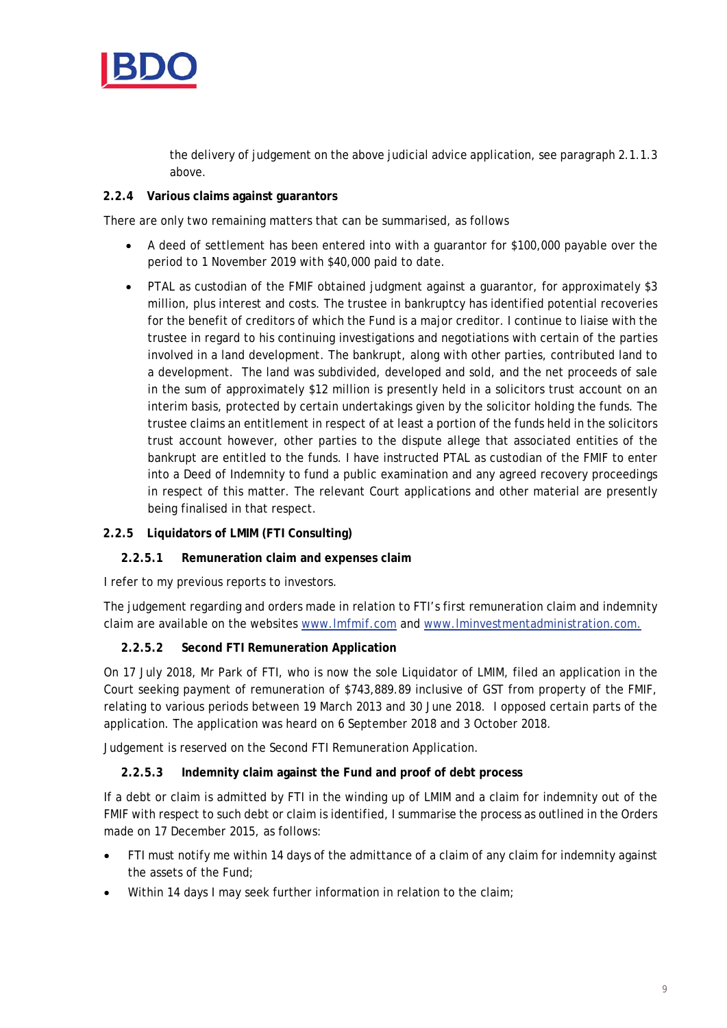the delivery of judgement on the above judicial advice application, see paragraph 2.1.1.3 above.

### 2.2.4 Various claims against guarantors

There are only two remaining matters that can be summarised, as follows

- A deed of settlement has been entered into with a guarantor for $100,000 payable over the period to 1 November 2019 with $40,000 paid to date.
- PTAL as custodian of the FMIF obtained judgment against a guarantor, for approximately $3 million, plus interest and costs. The trustee in bankruptcy has identified potential recoveries for the benefit of creditors of which the Fund is a major creditor. I continue to liaise with the trustee in regard to his continuing investigations and negotiations with certain of the parties involved in a land development. The bankrupt, along with other parties, contributed land to a development. The land was subdivided, developed and sold, and the net proceeds of sale in the sum of approximately $12 million is presently held in a solicitors trust account on an interim basis, protected by certain undertakings given by the solicitor holding the funds. The trustee claims an entitlement in respect of at least a portion of the funds held in the solicitors trust account however, other parties to the dispute allege that associated entities of the bankrupt are entitled to the funds. I have instructed PTAL as custodian of the FMIF to enter into a Deed of Indemnity to fund a public examination and any agreed recovery proceedings in respect of this matter. The relevant Court applications and other material are presently being finalised in that respect.

### 2.2.5 Liquidators of LMIM (FTI Consulting)

#### 2.2.5.1 Remuneration claim and expenses claim

I refer to my previous reports to investors.

The judgement regarding and orders made in relation to FTI's first remuneration claim and indemnity claim are available on the websites www.lmfmif.com and www.lminvestmentadministration.com.

#### 2.2.5.2 Second FTI Remuneration Application

On 17 July 2018, Mr Park of FTI, who is now the sole Liquidator of LMIM, filed an application in the Court seeking payment of remuneration of $743,889.89 inclusive of GST from property of the FMIF, relating to various periods between 19 March 2013 and 30 June 2018. I opposed certain parts of the application. The application was heard on 6 September 2018 and 3 October 2018.

Judgement is reserved on the Second FTI Remuneration Application.

#### 2.2.5.3 Indemnity claim against the Fund and proof of debt process

If a debt or claim is admitted by FTI in the winding up of LMIM and a claim for indemnity out of the FMIF with respect to such debt or claim is identified, I summarise the process as outlined in the Orders made on 17 December 2015, as follows:

- FTI must notify me within 14 days of the admittance of a claim of any claim for indemnity against the assets of the Fund;
- Within 14 days I may seek further information in relation to the claim;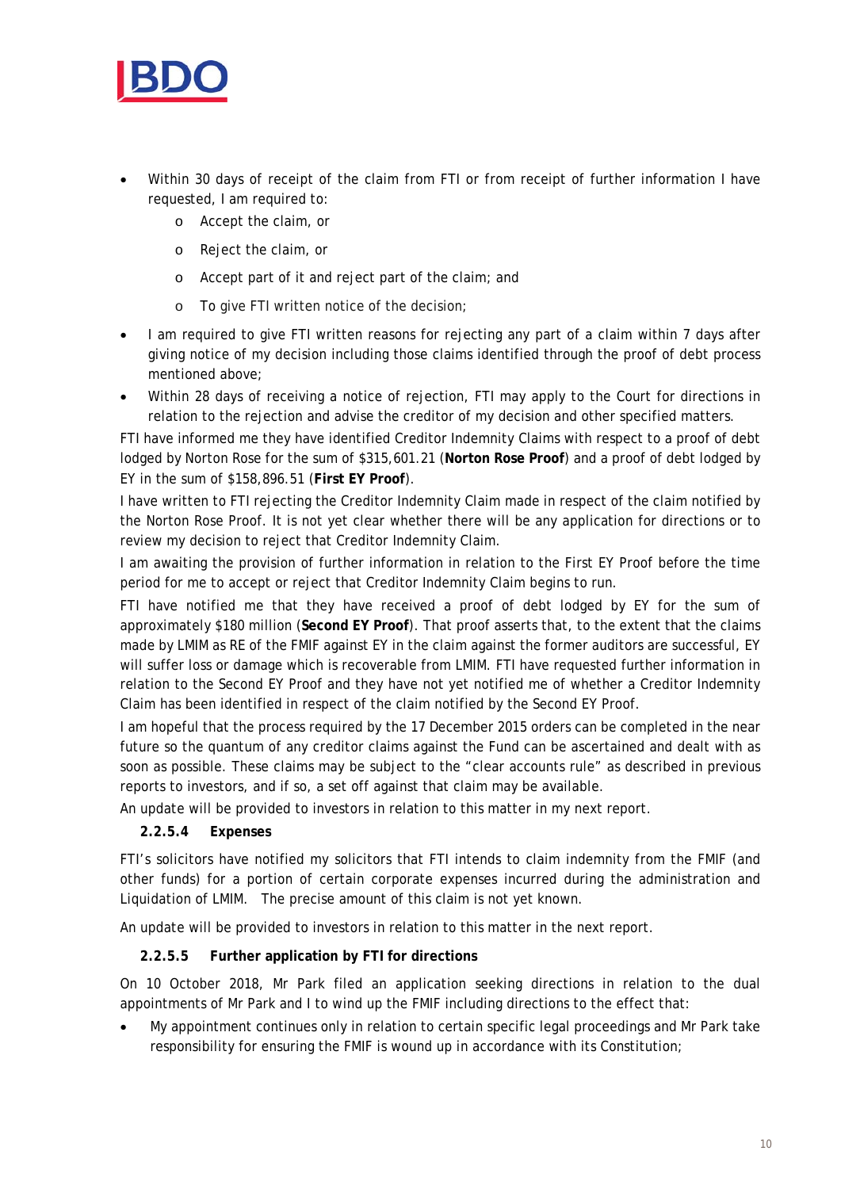- Within 30 days of receipt of the claim from FTI or from receipt of further information I have requested, I am required to:
  - Accept the claim, or
  - Reject the claim, or
  - Accept part of it and reject part of the claim; and
  - To give FTI written notice of the decision;
- I am required to give FTI written reasons for rejecting any part of a claim within 7 days after giving notice of my decision including those claims identified through the proof of debt process mentioned above;
- Within 28 days of receiving a notice of rejection, FTI may apply to the Court for directions in relation to the rejection and advise the creditor of my decision and other specified matters.

FTI have informed me they have identified Creditor Indemnity Claims with respect to a proof of debt lodged by Norton Rose for the sum of $315,601.21 (**Norton Rose Proof**) and a proof of debt lodged by EY in the sum of $158,896.51 (**First EY Proof**).

I have written to FTI rejecting the Creditor Indemnity Claim made in respect of the claim notified by the Norton Rose Proof. It is not yet clear whether there will be any application for directions or to review my decision to reject that Creditor Indemnity Claim.

I am awaiting the provision of further information in relation to the First EY Proof before the time period for me to accept or reject that Creditor Indemnity Claim begins to run.

FTI have notified me that they have received a proof of debt lodged by EY for the sum of approximately $180 million (**Second EY Proof**). That proof asserts that, to the extent that the claims made by LMIM as RE of the FMIF against EY in the claim against the former auditors are successful, EY will suffer loss or damage which is recoverable from LMIM. FTI have requested further information in relation to the Second EY Proof and they have not yet notified me of whether a Creditor Indemnity Claim has been identified in respect of the claim notified by the Second EY Proof.

I am hopeful that the process required by the 17 December 2015 orders can be completed in the near future so the quantum of any creditor claims against the Fund can be ascertained and dealt with as soon as possible. These claims may be subject to the "clear accounts rule" as described in previous reports to investors, and if so, a set off against that claim may be available.

An update will be provided to investors in relation to this matter in my next report.

#### 2.2.5.4 Expenses

FTI's solicitors have notified my solicitors that FTI intends to claim indemnity from the FMIF (and other funds) for a portion of certain corporate expenses incurred during the administration and Liquidation of LMIM. The precise amount of this claim is not yet known.

An update will be provided to investors in relation to this matter in the next report.

#### 2.2.5.5 Further application by FTI for directions

On 10 October 2018, Mr Park filed an application seeking directions in relation to the dual appointments of Mr Park and I to wind up the FMIF including directions to the effect that:

- My appointment continues only in relation to certain specific legal proceedings and Mr Park take responsibility for ensuring the FMIF is wound up in accordance with its Constitution;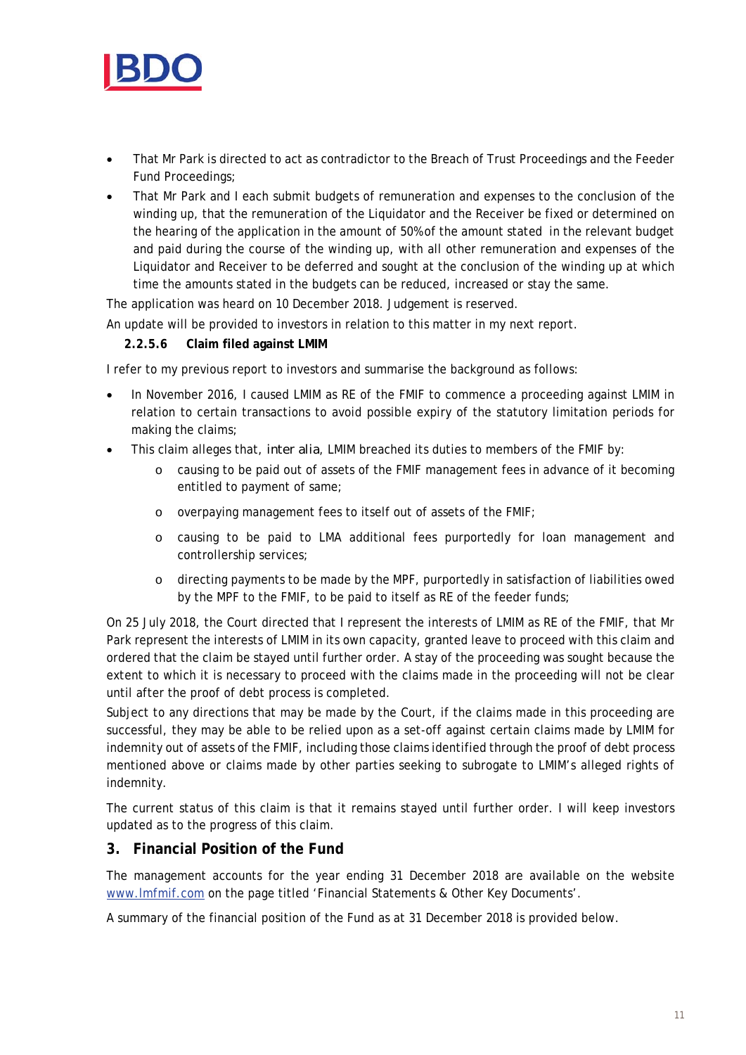- That Mr Park is directed to act as contradictor to the Breach of Trust Proceedings and the Feeder Fund Proceedings;
- That Mr Park and I each submit budgets of remuneration and expenses to the conclusion of the winding up, that the remuneration of the Liquidator and the Receiver be fixed or determined on the hearing of the application in the amount of 50% of the amount stated in the relevant budget and paid during the course of the winding up, with all other remuneration and expenses of the Liquidator and Receiver to be deferred and sought at the conclusion of the winding up at which time the amounts stated in the budgets can be reduced, increased or stay the same.

The application was heard on 10 December 2018. Judgement is reserved.

An update will be provided to investors in relation to this matter in my next report.

#### 2.2.5.6 Claim filed against LMIM

I refer to my previous report to investors and summarise the background as follows:

- In November 2016, I caused LMIM as RE of the FMIF to commence a proceeding against LMIM in relation to certain transactions to avoid possible expiry of the statutory limitation periods for making the claims;
- This claim alleges that, *inter alia*, LMIM breached its duties to members of the FMIF by:
  - causing to be paid out of assets of the FMIF management fees in advance of it becoming entitled to payment of same;
  - overpaying management fees to itself out of assets of the FMIF;
  - causing to be paid to LMA additional fees purportedly for loan management and controllership services;
  - directing payments to be made by the MPF, purportedly in satisfaction of liabilities owed by the MPF to the FMIF, to be paid to itself as RE of the feeder funds;

On 25 July 2018, the Court directed that I represent the interests of LMIM as RE of the FMIF, that Mr Park represent the interests of LMIM in its own capacity, granted leave to proceed with this claim and ordered that the claim be stayed until further order. A stay of the proceeding was sought because the extent to which it is necessary to proceed with the claims made in the proceeding will not be clear until after the proof of debt process is completed.

Subject to any directions that may be made by the Court, if the claims made in this proceeding are successful, they may be able to be relied upon as a set-off against certain claims made by LMIM for indemnity out of assets of the FMIF, including those claims identified through the proof of debt process mentioned above or claims made by other parties seeking to subrogate to LMIM's alleged rights of indemnity.

The current status of this claim is that it remains stayed until further order. I will keep investors updated as to the progress of this claim.

## 3. Financial Position of the Fund

The management accounts for the year ending 31 December 2018 are available on the website www.lmfmif.com on the page titled 'Financial Statements & Other Key Documents'.

A summary of the financial position of the Fund as at 31 December 2018 is provided below.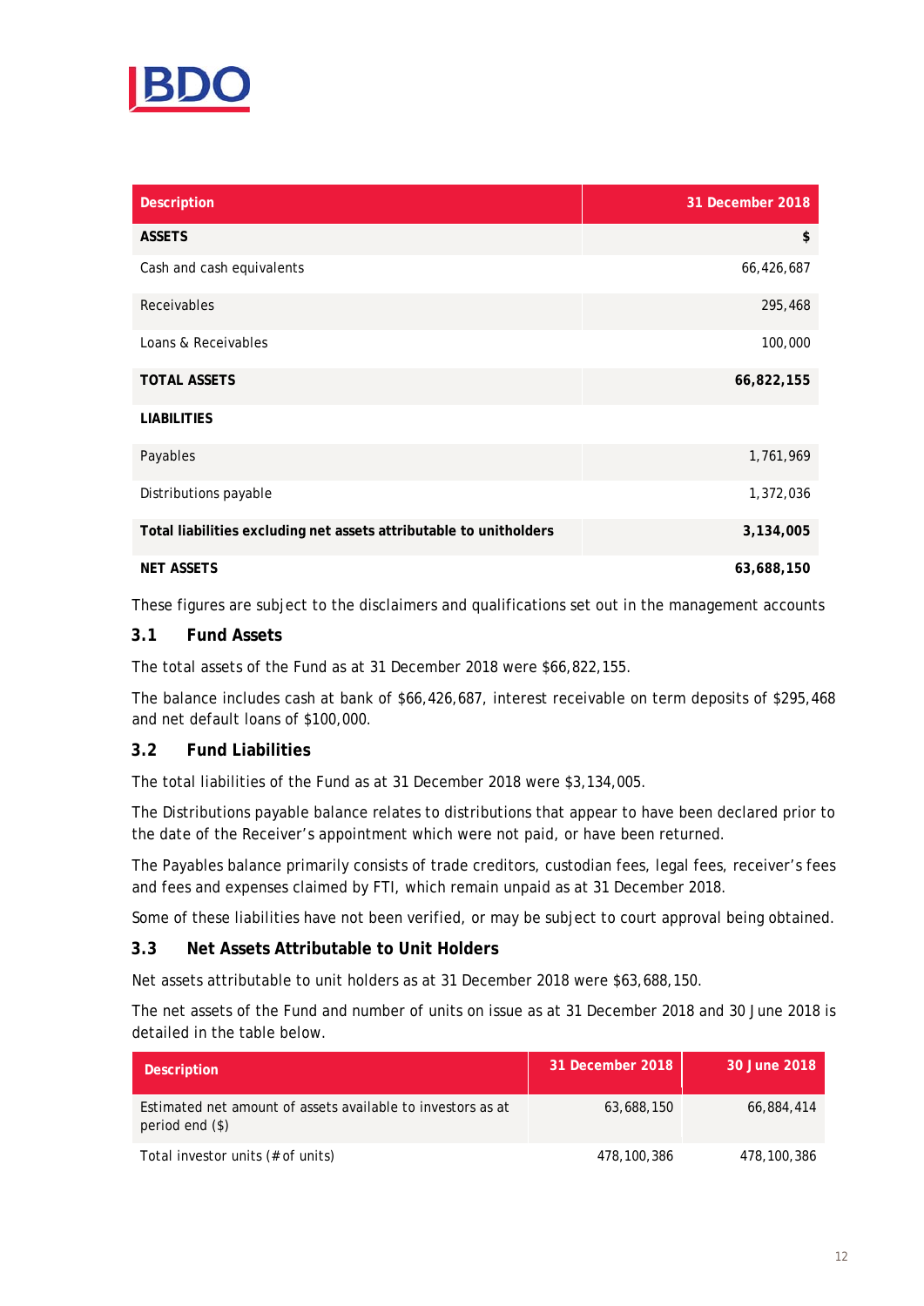| Description | 31 December 2018 |
|---|---|
| **ASSETS** | **$** |
| Cash and cash equivalents | 66,426,687 |
| Receivables | 295,468 |
| Loans & Receivables | 100,000 |
| **TOTAL ASSETS** | **66,822,155** |
| **LIABILITIES** | |
| Payables | 1,761,969 |
| Distributions payable | 1,372,036 |
| **Total liabilities excluding net assets attributable to unitholders** | **3,134,005** |
| **NET ASSETS** | **63,688,150** |

These figures are subject to the disclaimers and qualifications set out in the management accounts

### 3.1 Fund Assets

The total assets of the Fund as at 31 December 2018 were $66,822,155.

The balance includes cash at bank of $66,426,687, interest receivable on term deposits of $295,468 and net default loans of $100,000.

### 3.2 Fund Liabilities

The total liabilities of the Fund as at 31 December 2018 were $3,134,005.

The Distributions payable balance relates to distributions that appear to have been declared prior to the date of the Receiver's appointment which were not paid, or have been returned.

The Payables balance primarily consists of trade creditors, custodian fees, legal fees, receiver's fees and fees and expenses claimed by FTI, which remain unpaid as at 31 December 2018.

Some of these liabilities have not been verified, or may be subject to court approval being obtained.

### 3.3 Net Assets Attributable to Unit Holders

Net assets attributable to unit holders as at 31 December 2018 were $63,688,150.

The net assets of the Fund and number of units on issue as at 31 December 2018 and 30 June 2018 is detailed in the table below.

| Description | 31 December 2018 | 30 June 2018 |
|---|---|---|
| Estimated net amount of assets available to investors as at period end ($) | 63,688,150 | 66,884,414 |
| Total investor units (# of units) | 478,100,386 | 478,100,386 |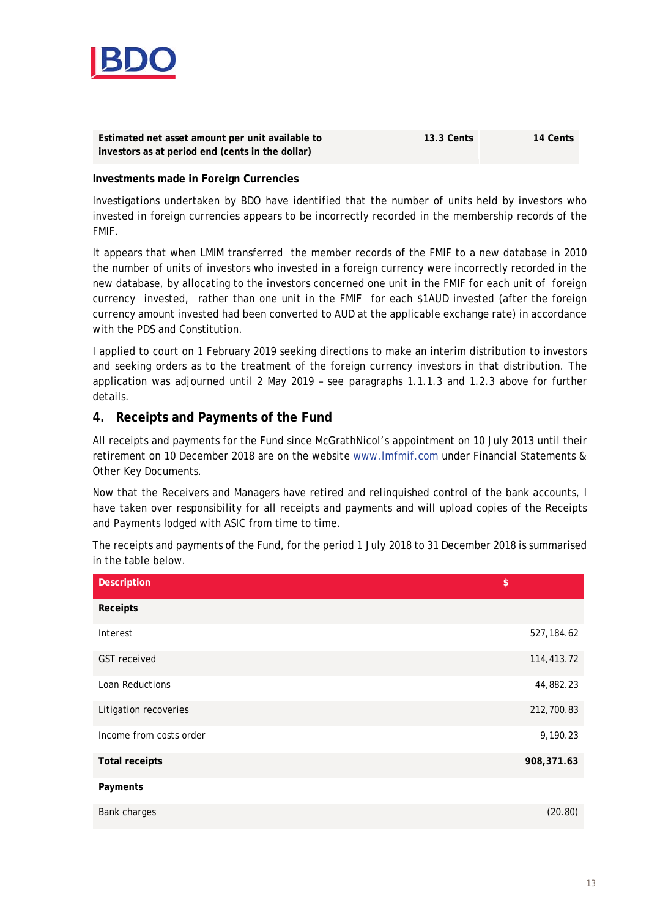| Estimated net asset amount per unit available to investors as at period end (cents in the dollar) | 13.3 Cents | 14 Cents |
|---|---|---|

**Investments made in Foreign Currencies**

Investigations undertaken by BDO have identified that the number of units held by investors who invested in foreign currencies appears to be incorrectly recorded in the membership records of the FMIF.

It appears that when LMIM transferred the member records of the FMIF to a new database in 2010 the number of units of investors who invested in a foreign currency were incorrectly recorded in the new database, by allocating to the investors concerned one unit in the FMIF for each unit of foreign currency invested, rather than one unit in the FMIF for each $1AUD invested (after the foreign currency amount invested had been converted to AUD at the applicable exchange rate) in accordance with the PDS and Constitution.

I applied to court on 1 February 2019 seeking directions to make an interim distribution to investors and seeking orders as to the treatment of the foreign currency investors in that distribution. The application was adjourned until 2 May 2019 – see paragraphs 1.1.1.3 and 1.2.3 above for further details.

## 4. Receipts and Payments of the Fund

All receipts and payments for the Fund since McGrathNicol's appointment on 10 July 2013 until their retirement on 10 December 2018 are on the website www.lmfmif.com under Financial Statements & Other Key Documents.

Now that the Receivers and Managers have retired and relinquished control of the bank accounts, I have taken over responsibility for all receipts and payments and will upload copies of the Receipts and Payments lodged with ASIC from time to time.

The receipts and payments of the Fund, for the period 1 July 2018 to 31 December 2018 is summarised in the table below.

| Description | $ |
|---|---|
| **Receipts** | |
| Interest | 527,184.62 |
| GST received | 114,413.72 |
| Loan Reductions | 44,882.23 |
| Litigation recoveries | 212,700.83 |
| Income from costs order | 9,190.23 |
| **Total receipts** | **908,371.63** |
| **Payments** | |
| Bank charges | (20.80) |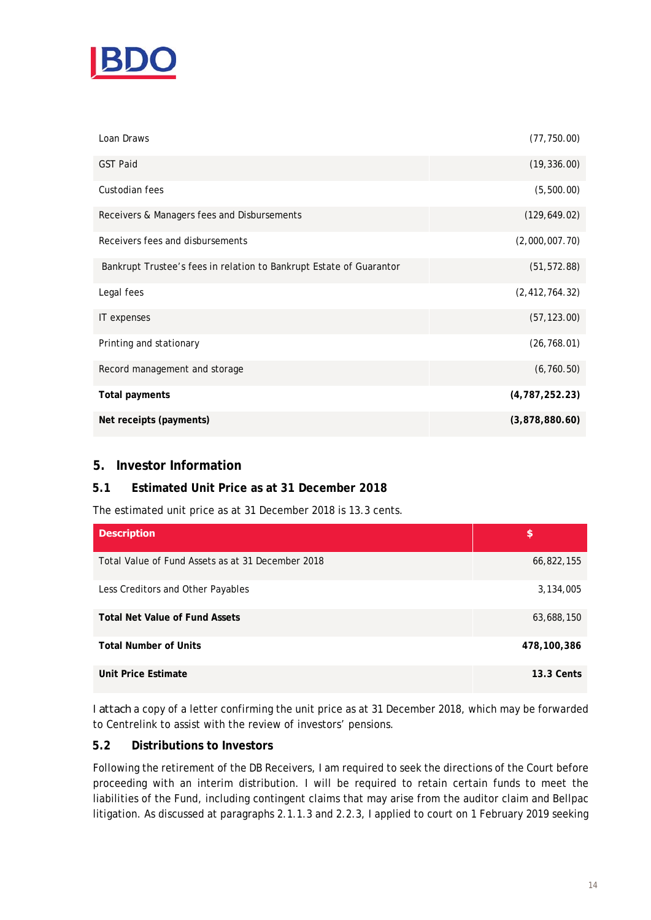| | |
|---|---|
| Loan Draws | (77,750.00) |
| GST Paid | (19,336.00) |
| Custodian fees | (5,500.00) |
| Receivers & Managers fees and Disbursements | (129,649.02) |
| Receivers fees and disbursements | (2,000,007.70) |
| Bankrupt Trustee's fees in relation to Bankrupt Estate of Guarantor | (51,572.88) |
| Legal fees | (2,412,764.32) |
| IT expenses | (57,123.00) |
| Printing and stationary | (26,768.01) |
| Record management and storage | (6,760.50) |
| **Total payments** | **(4,787,252.23)** |
| **Net receipts (payments)** | **(3,878,880.60)** |

## 5. Investor Information

### 5.1 Estimated Unit Price as at 31 December 2018

The estimated unit price as at 31 December 2018 is 13.3 cents.

| Description | $ |
|---|---|
| Total Value of Fund Assets as at 31 December 2018 | 66,822,155 |
| Less Creditors and Other Payables | 3,134,005 |
| **Total Net Value of Fund Assets** | 63,688,150 |
| **Total Number of Units** | **478,100,386** |
| **Unit Price Estimate** | **13.3 Cents** |

I attach a copy of a letter confirming the unit price as at 31 December 2018, which may be forwarded to Centrelink to assist with the review of investors' pensions.

### 5.2 Distributions to Investors

Following the retirement of the DB Receivers, I am required to seek the directions of the Court before proceeding with an interim distribution. I will be required to retain certain funds to meet the liabilities of the Fund, including contingent claims that may arise from the auditor claim and Bellpac litigation. As discussed at paragraphs 2.1.1.3 and 2.2.3, I applied to court on 1 February 2019 seeking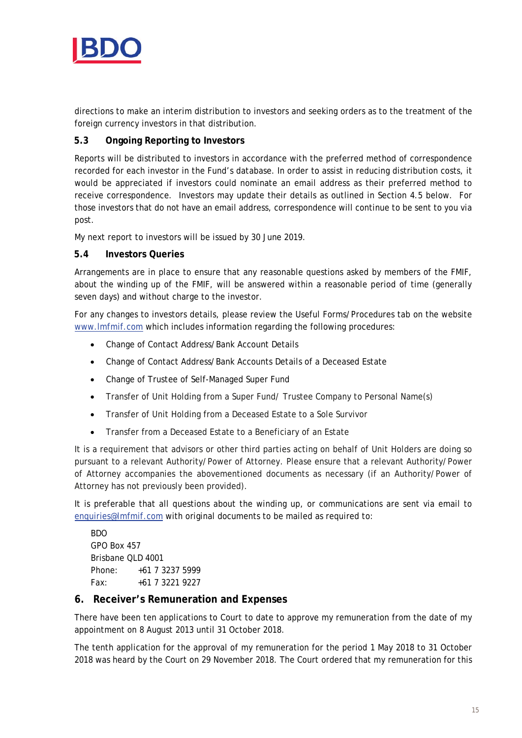directions to make an interim distribution to investors and seeking orders as to the treatment of the foreign currency investors in that distribution.

### 5.3 Ongoing Reporting to Investors

Reports will be distributed to investors in accordance with the preferred method of correspondence recorded for each investor in the Fund's database. In order to assist in reducing distribution costs, it would be appreciated if investors could nominate an email address as their preferred method to receive correspondence. Investors may update their details as outlined in Section 4.5 below. For those investors that do not have an email address, correspondence will continue to be sent to you via post.

My next report to investors will be issued by 30 June 2019.

### 5.4 Investors Queries

Arrangements are in place to ensure that any reasonable questions asked by members of the FMIF, about the winding up of the FMIF, will be answered within a reasonable period of time (generally seven days) and without charge to the investor.

For any changes to investors details, please review the Useful Forms/Procedures tab on the website www.lmfmif.com which includes information regarding the following procedures:

- Change of Contact Address/Bank Account Details
- Change of Contact Address/Bank Accounts Details of a Deceased Estate
- Change of Trustee of Self-Managed Super Fund
- Transfer of Unit Holding from a Super Fund/ Trustee Company to Personal Name(s)
- Transfer of Unit Holding from a Deceased Estate to a Sole Survivor
- Transfer from a Deceased Estate to a Beneficiary of an Estate

It is a requirement that advisors or other third parties acting on behalf of Unit Holders are doing so pursuant to a relevant Authority/Power of Attorney. Please ensure that a relevant Authority/Power of Attorney accompanies the abovementioned documents as necessary (if an Authority/Power of Attorney has not previously been provided).

It is preferable that all questions about the winding up, or communications are sent via email to enquiries@lmfmif.com with original documents to be mailed as required to:

BDO
GPO Box 457
Brisbane QLD 4001
Phone: +61 7 3237 5999
Fax: +61 7 3221 9227

## 6. Receiver's Remuneration and Expenses

There have been ten applications to Court to date to approve my remuneration from the date of my appointment on 8 August 2013 until 31 October 2018.

The tenth application for the approval of my remuneration for the period 1 May 2018 to 31 October 2018 was heard by the Court on 29 November 2018. The Court ordered that my remuneration for this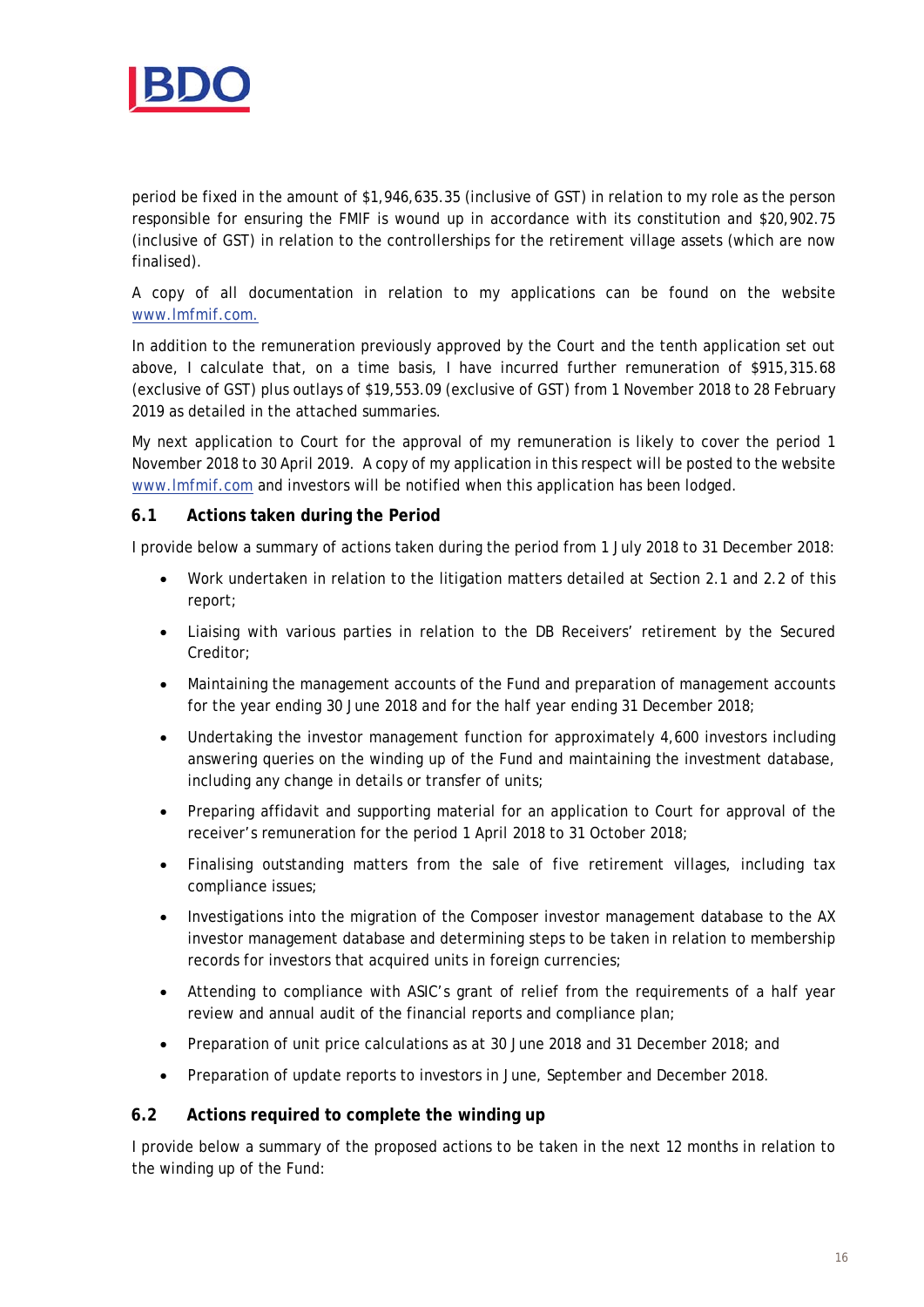period be fixed in the amount of $1,946,635.35 (inclusive of GST) in relation to my role as the person responsible for ensuring the FMIF is wound up in accordance with its constitution and $20,902.75 (inclusive of GST) in relation to the controllerships for the retirement village assets (which are now finalised).

A copy of all documentation in relation to my applications can be found on the website www.lmfmif.com.

In addition to the remuneration previously approved by the Court and the tenth application set out above, I calculate that, on a time basis, I have incurred further remuneration of $915,315.68 (exclusive of GST) plus outlays of $19,553.09 (exclusive of GST) from 1 November 2018 to 28 February 2019 as detailed in the attached summaries.

My next application to Court for the approval of my remuneration is likely to cover the period 1 November 2018 to 30 April 2019. A copy of my application in this respect will be posted to the website www.lmfmif.com and investors will be notified when this application has been lodged.

### 6.1 Actions taken during the Period

I provide below a summary of actions taken during the period from 1 July 2018 to 31 December 2018:

- Work undertaken in relation to the litigation matters detailed at Section 2.1 and 2.2 of this report;
- Liaising with various parties in relation to the DB Receivers' retirement by the Secured Creditor;
- Maintaining the management accounts of the Fund and preparation of management accounts for the year ending 30 June 2018 and for the half year ending 31 December 2018;
- Undertaking the investor management function for approximately 4,600 investors including answering queries on the winding up of the Fund and maintaining the investment database, including any change in details or transfer of units;
- Preparing affidavit and supporting material for an application to Court for approval of the receiver's remuneration for the period 1 April 2018 to 31 October 2018;
- Finalising outstanding matters from the sale of five retirement villages, including tax compliance issues;
- Investigations into the migration of the Composer investor management database to the AX investor management database and determining steps to be taken in relation to membership records for investors that acquired units in foreign currencies;
- Attending to compliance with ASIC's grant of relief from the requirements of a half year review and annual audit of the financial reports and compliance plan;
- Preparation of unit price calculations as at 30 June 2018 and 31 December 2018; and
- Preparation of update reports to investors in June, September and December 2018.

### 6.2 Actions required to complete the winding up

I provide below a summary of the proposed actions to be taken in the next 12 months in relation to the winding up of the Fund: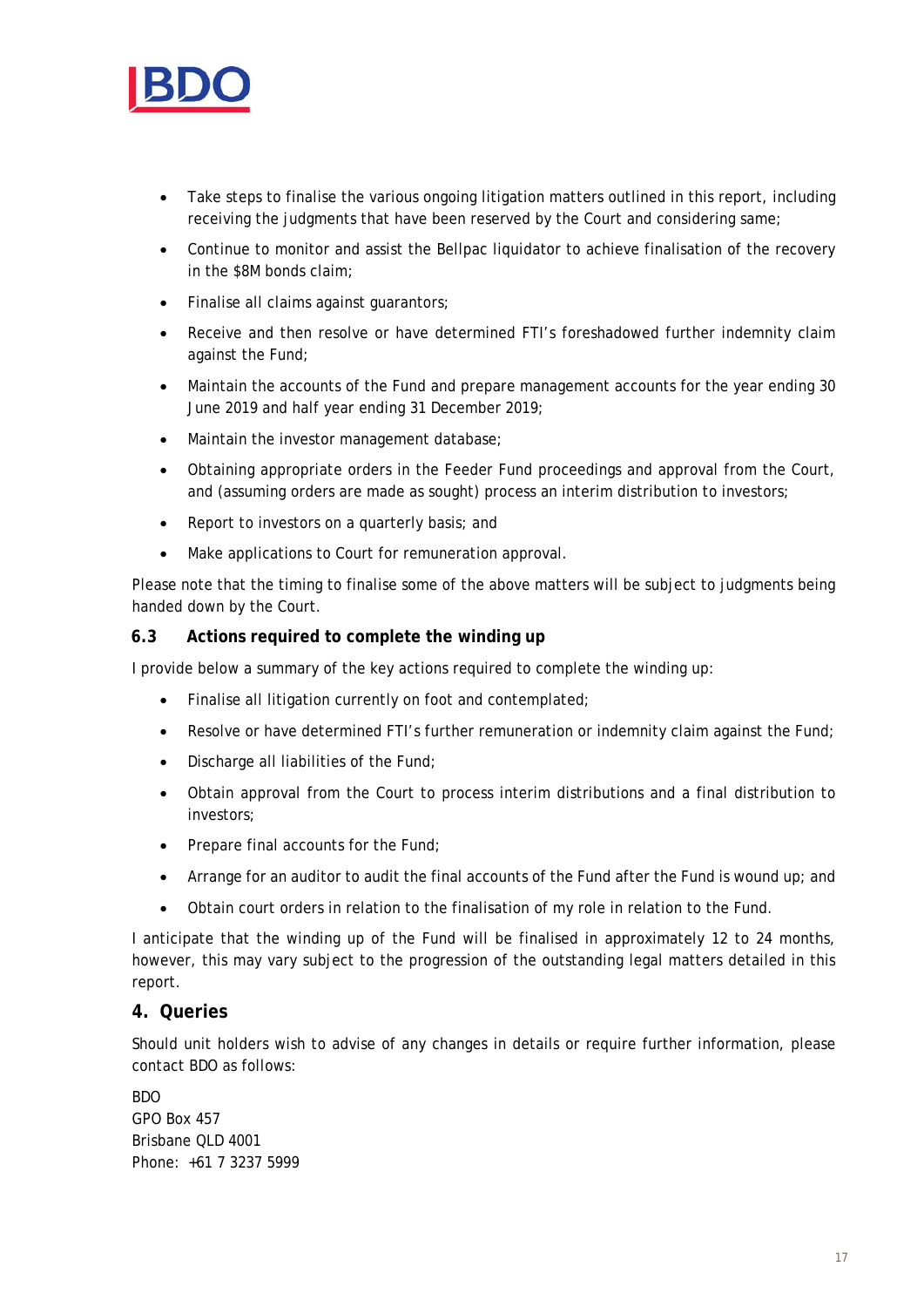- Take steps to finalise the various ongoing litigation matters outlined in this report, including receiving the judgments that have been reserved by the Court and considering same;
- Continue to monitor and assist the Bellpac liquidator to achieve finalisation of the recovery in the $8M bonds claim;
- Finalise all claims against guarantors;
- Receive and then resolve or have determined FTI's foreshadowed further indemnity claim against the Fund;
- Maintain the accounts of the Fund and prepare management accounts for the year ending 30 June 2019 and half year ending 31 December 2019;
- Maintain the investor management database;
- Obtaining appropriate orders in the Feeder Fund proceedings and approval from the Court, and (assuming orders are made as sought) process an interim distribution to investors;
- Report to investors on a quarterly basis; and
- Make applications to Court for remuneration approval.

Please note that the timing to finalise some of the above matters will be subject to judgments being handed down by the Court.

### 6.3 Actions required to complete the winding up

I provide below a summary of the key actions required to complete the winding up:

- Finalise all litigation currently on foot and contemplated;
- Resolve or have determined FTI's further remuneration or indemnity claim against the Fund;
- Discharge all liabilities of the Fund;
- Obtain approval from the Court to process interim distributions and a final distribution to investors;
- Prepare final accounts for the Fund;
- Arrange for an auditor to audit the final accounts of the Fund after the Fund is wound up; and
- Obtain court orders in relation to the finalisation of my role in relation to the Fund.

I anticipate that the winding up of the Fund will be finalised in approximately 12 to 24 months, however, this may vary subject to the progression of the outstanding legal matters detailed in this report.

## 4. Queries

Should unit holders wish to advise of any changes in details or require further information, please contact BDO as follows:

BDO
GPO Box 457
Brisbane QLD 4001
Phone: +61 7 3237 5999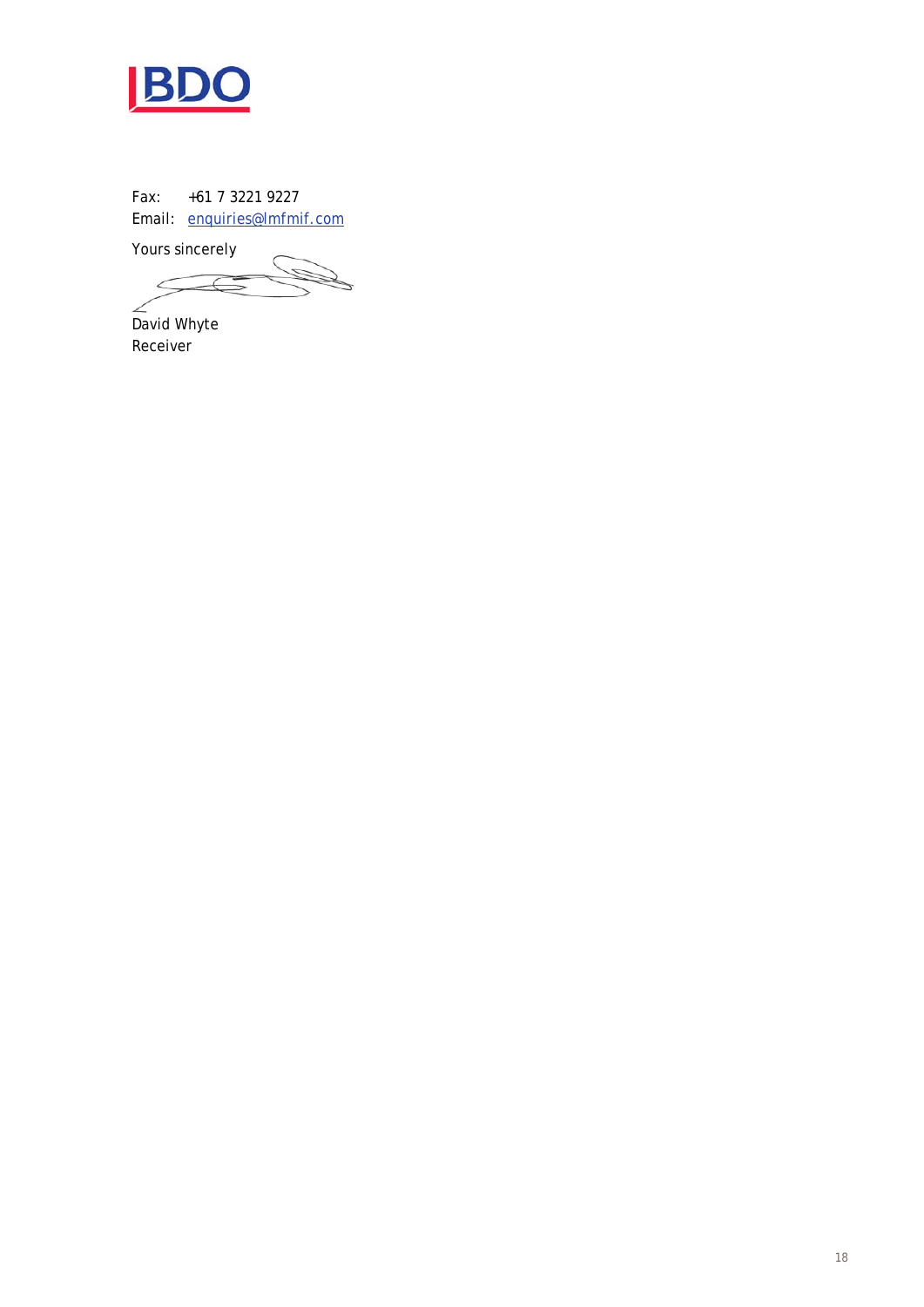Fax: +61 7 3221 9227
Email: [enquiries@lmfmif.com](mailto:enquiries@lmfmif.com)

Yours sincerely

David Whyte
Receiver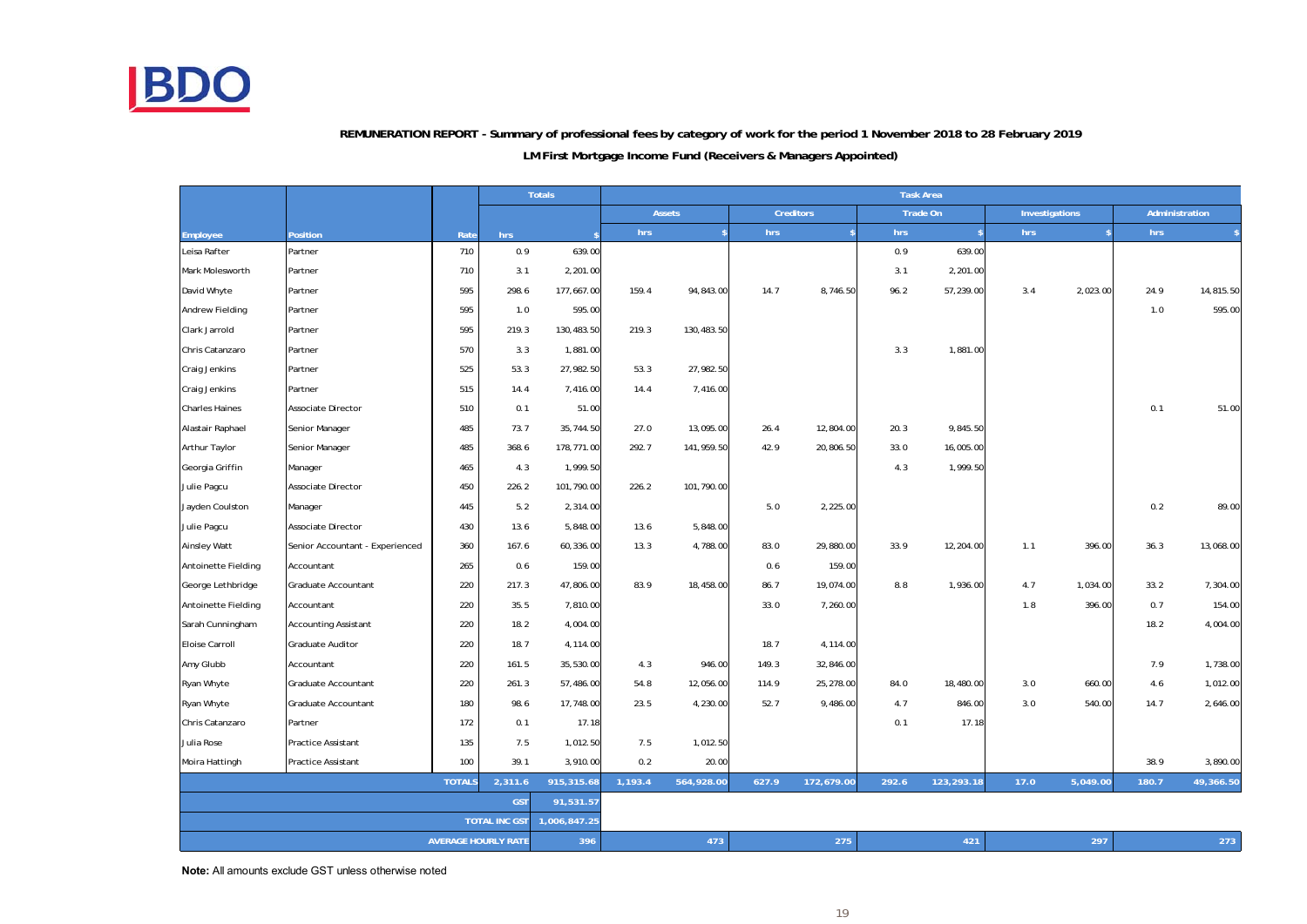**REMUNERATION REPORT - Summary of professional fees by category of work for the period 1 November 2018 to 28 February 2019**

**LM First Mortgage Income Fund (Receivers & Managers Appointed)**

| | | | Totals | | Task Area | | | | | | | | | |
|---|---|---|---|---|---|---|---|---|---|---|---|---|---|---|
| | | | | | Assets | | Creditors | | Trade On | | Investigations | | Administration | |
| Employee | Position | Rate | hrs | $ | hrs | $ | hrs | $ | hrs | $ | hrs | $ | hrs | $ |
| Leisa Rafter | Partner | 710 | 0.9 | 639.00 | | | | | 0.9 | 639.00 | | | | |
| Mark Molesworth | Partner | 710 | 3.1 | 2,201.00 | | | | | 3.1 | 2,201.00 | | | | |
| David Whyte | Partner | 595 | 298.6 | 177,667.00 | 159.4 | 94,843.00 | 14.7 | 8,746.50 | 96.2 | 57,239.00 | 3.4 | 2,023.00 | 24.9 | 14,815.50 |
| Andrew Fielding | Partner | 595 | 1.0 | 595.00 | | | | | | | | | 1.0 | 595.00 |
| Clark Jarrold | Partner | 595 | 219.3 | 130,483.50 | 219.3 | 130,483.50 | | | | | | | | |
| Chris Catanzaro | Partner | 570 | 3.3 | 1,881.00 | | | | | 3.3 | 1,881.00 | | | | |
| Craig Jenkins | Partner | 525 | 53.3 | 27,982.50 | 53.3 | 27,982.50 | | | | | | | | |
| Craig Jenkins | Partner | 515 | 14.4 | 7,416.00 | 14.4 | 7,416.00 | | | | | | | | |
| Charles Haines | Associate Director | 510 | 0.1 | 51.00 | | | | | | | | | 0.1 | 51.00 |
| Alastair Raphael | Senior Manager | 485 | 73.7 | 35,744.50 | 27.0 | 13,095.00 | 26.4 | 12,804.00 | 20.3 | 9,845.50 | | | | |
| Arthur Taylor | Senior Manager | 485 | 368.6 | 178,771.00 | 292.7 | 141,959.50 | 42.9 | 20,806.50 | 33.0 | 16,005.00 | | | | |
| Georgia Griffin | Manager | 465 | 4.3 | 1,999.50 | | | | | 4.3 | 1,999.50 | | | | |
| Julie Pagcu | Associate Director | 450 | 226.2 | 101,790.00 | 226.2 | 101,790.00 | | | | | | | | |
| Jayden Coulston | Manager | 445 | 5.2 | 2,314.00 | | | 5.0 | 2,225.00 | | | | | 0.2 | 89.00 |
| Julie Pagcu | Associate Director | 430 | 13.6 | 5,848.00 | 13.6 | 5,848.00 | | | | | | | | |
| Ainsley Watt | Senior Accountant - Experienced | 360 | 167.6 | 60,336.00 | 13.3 | 4,788.00 | 83.0 | 29,880.00 | 33.9 | 12,204.00 | 1.1 | 396.00 | 36.3 | 13,068.00 |
| Antoinette Fielding | Accountant | 265 | 0.6 | 159.00 | | | 0.6 | 159.00 | | | | | | |
| George Lethbridge | Graduate Accountant | 220 | 217.3 | 47,806.00 | 83.9 | 18,458.00 | 86.7 | 19,074.00 | 8.8 | 1,936.00 | 4.7 | 1,034.00 | 33.2 | 7,304.00 |
| Antoinette Fielding | Accountant | 220 | 35.5 | 7,810.00 | | | 33.0 | 7,260.00 | | | 1.8 | 396.00 | 0.7 | 154.00 |
| Sarah Cunningham | Accounting Assistant | 220 | 18.2 | 4,004.00 | | | | | | | | | 18.2 | 4,004.00 |
| Eloise Carroll | Graduate Auditor | 220 | 18.7 | 4,114.00 | | | 18.7 | 4,114.00 | | | | | | |
| Amy Glubb | Accountant | 220 | 161.5 | 35,530.00 | 4.3 | 946.00 | 149.3 | 32,846.00 | | | | | 7.9 | 1,738.00 |
| Ryan Whyte | Graduate Accountant | 220 | 261.3 | 57,486.00 | 54.8 | 12,056.00 | 114.9 | 25,278.00 | 84.0 | 18,480.00 | 3.0 | 660.00 | 4.6 | 1,012.00 |
| Ryan Whyte | Graduate Accountant | 180 | 98.6 | 17,748.00 | 23.5 | 4,230.00 | 52.7 | 9,486.00 | 4.7 | 846.00 | 3.0 | 540.00 | 14.7 | 2,646.00 |
| Chris Catanzaro | Partner | 172 | 0.1 | 17.18 | | | | | 0.1 | 17.18 | | | | |
| Julia Rose | Practice Assistant | 135 | 7.5 | 1,012.50 | 7.5 | 1,012.50 | | | | | | | | |
| Moira Hattingh | Practice Assistant | 100 | 39.1 | 3,910.00 | 0.2 | 20.00 | | | | | | | 38.9 | 3,890.00 |
| | | **TOTALS** | **2,311.6** | **915,315.68** | **1,193.4** | **564,928.00** | **627.9** | **172,679.00** | **292.6** | **123,293.18** | **17.0** | **5,049.00** | **180.7** | **49,366.50** |
| | | | **GST** | **91,531.57** | | | | | | | | | | |
| | | | **TOTAL INC GST** | **1,006,847.25** | | | | | | | | | | |
| | | | **AVERAGE HOURLY RATE** | **396** | | **473** | | **275** | | **421** | | **297** | | **273** |

**Note:** All amounts exclude GST unless otherwise noted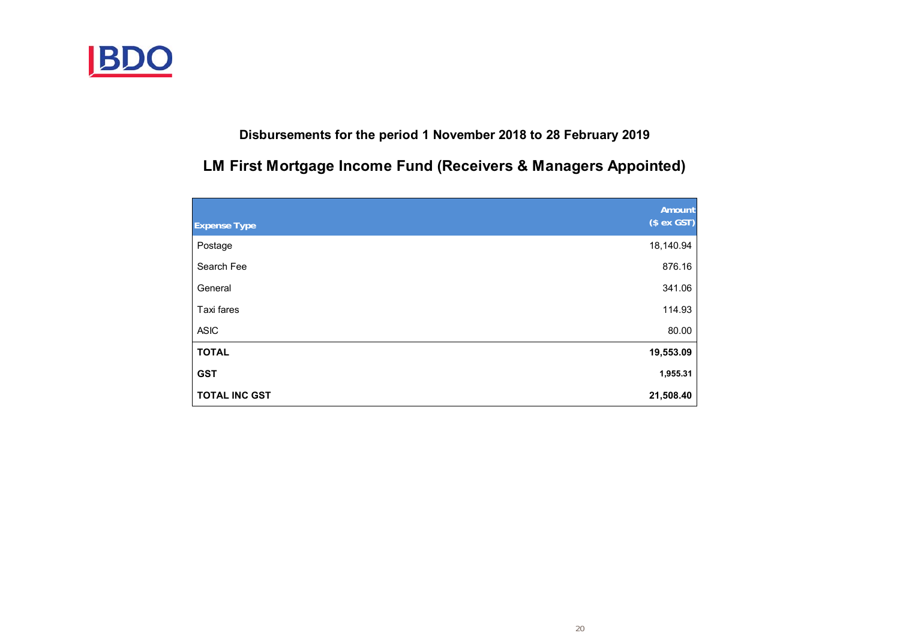## Disbursements for the period 1 November 2018 to 28 February 2019

## LM First Mortgage Income Fund (Receivers & Managers Appointed)

| Expense Type | Amount ($ ex GST) |
|---|---:|
| Postage | 18,140.94 |
| Search Fee | 876.16 |
| General | 341.06 |
| Taxi fares | 114.93 |
| ASIC | 80.00 |
| **TOTAL** | **19,553.09** |
| **GST** | **1,955.31** |
| **TOTAL INC GST** | **21,508.40** |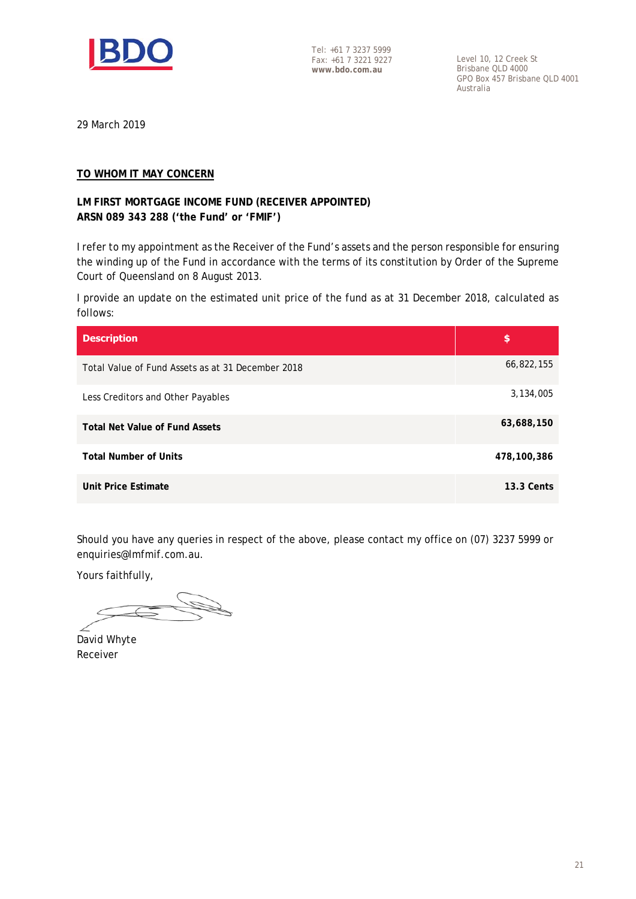BDO

Tel: +61 7 3237 5999
Fax: +61 7 3221 9227
**www.bdo.com.au**

Level 10, 12 Creek St
Brisbane QLD 4000
GPO Box 457 Brisbane QLD 4001
Australia

29 March 2019

**TO WHOM IT MAY CONCERN**

**LM FIRST MORTGAGE INCOME FUND (RECEIVER APPOINTED)**
**ARSN 089 343 288 ('the Fund' or 'FMIF')**

I refer to my appointment as the Receiver of the Fund's assets and the person responsible for ensuring the winding up of the Fund in accordance with the terms of its constitution by Order of the Supreme Court of Queensland on 8 August 2013.

I provide an update on the estimated unit price of the fund as at 31 December 2018, calculated as follows:

| Description | $ |
|---|---|
| Total Value of Fund Assets as at 31 December 2018 | 66,822,155 |
| Less Creditors and Other Payables | 3,134,005 |
| **Total Net Value of Fund Assets** | **63,688,150** |
| **Total Number of Units** | **478,100,386** |
| **Unit Price Estimate** | **13.3 Cents** |

Should you have any queries in respect of the above, please contact my office on (07) 3237 5999 or enquiries@lmfmif.com.au.

Yours faithfully,

David Whyte
Receiver